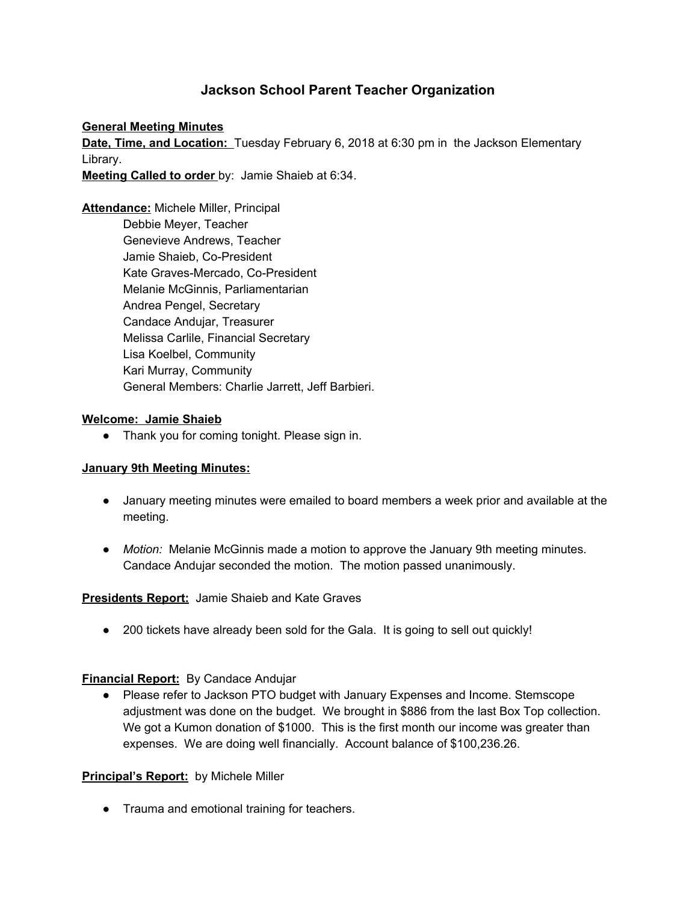# Jackson School Parent Teacher Organization

**General Meeting Minutes**

**Date, Time, and Location:** Tuesday February 6, 2018 at 6:30 pm in the Jackson Elementary Library.

**Meeting Called to order** by: Jamie Shaieb at 6:34.

**Attendance:** Michele Miller, Principal
Debbie Meyer, Teacher
Genevieve Andrews, Teacher
Jamie Shaieb, Co-President
Kate Graves-Mercado, Co-President
Melanie McGinnis, Parliamentarian
Andrea Pengel, Secretary
Candace Andujar, Treasurer
Melissa Carlile, Financial Secretary
Lisa Koelbel, Community
Kari Murray, Community
General Members: Charlie Jarrett, Jeff Barbieri.

**Welcome: Jamie Shaieb**

- Thank you for coming tonight. Please sign in.

**January 9th Meeting Minutes:**

- January meeting minutes were emailed to board members a week prior and available at the meeting.
- *Motion:* Melanie McGinnis made a motion to approve the January 9th meeting minutes. Candace Andujar seconded the motion. The motion passed unanimously.

**Presidents Report:** Jamie Shaieb and Kate Graves

- 200 tickets have already been sold for the Gala. It is going to sell out quickly!

**Financial Report:** By Candace Andujar

- Please refer to Jackson PTO budget with January Expenses and Income. Stemscope adjustment was done on the budget. We brought in $886 from the last Box Top collection. We got a Kumon donation of $1000. This is the first month our income was greater than expenses. We are doing well financially. Account balance of $100,236.26.

**Principal's Report:** by Michele Miller

- Trauma and emotional training for teachers.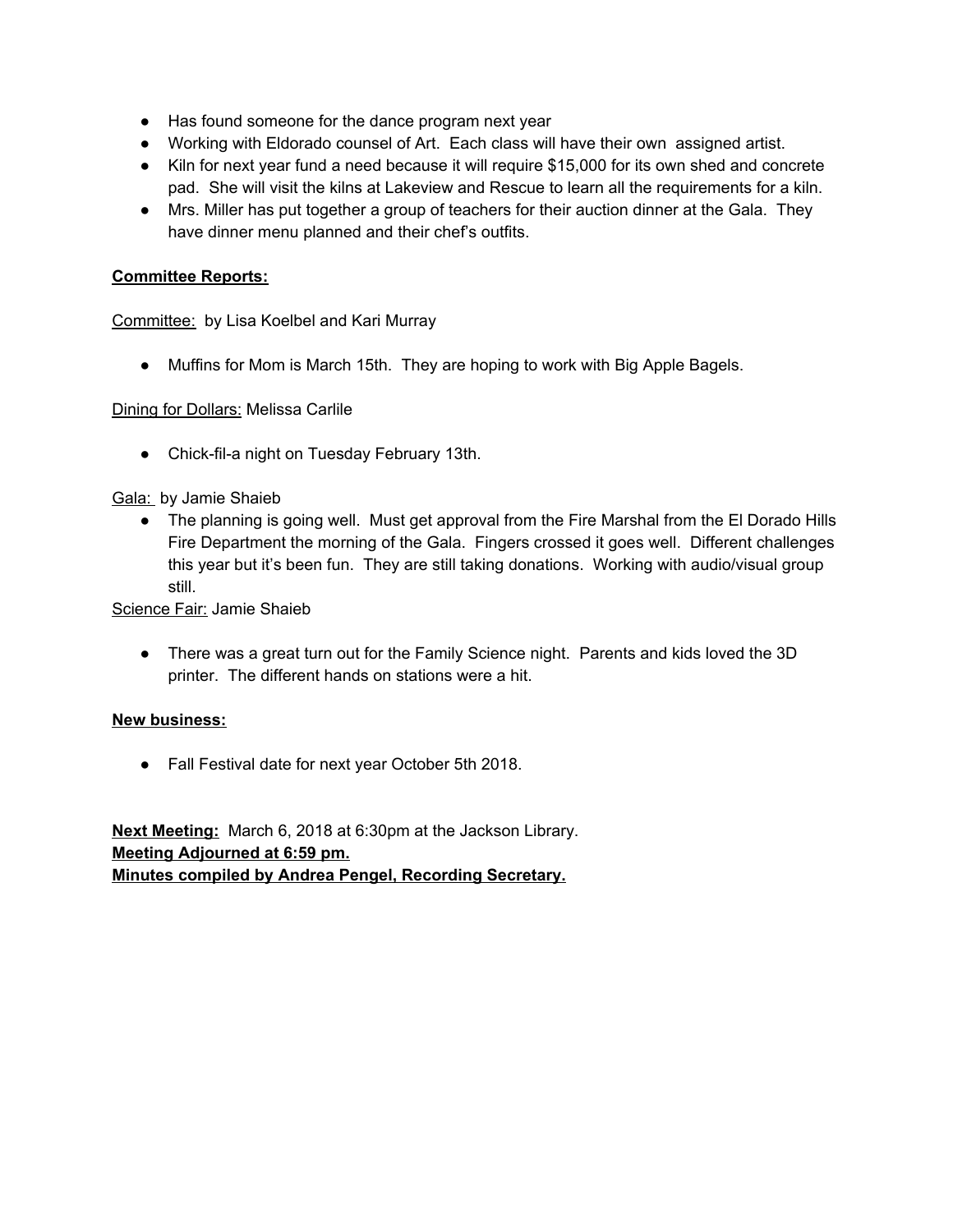- Has found someone for the dance program next year
- Working with Eldorado counsel of Art. Each class will have their own assigned artist.
- Kiln for next year fund a need because it will require $15,000 for its own shed and concrete pad. She will visit the kilns at Lakeview and Rescue to learn all the requirements for a kiln.
- Mrs. Miller has put together a group of teachers for their auction dinner at the Gala. They have dinner menu planned and their chef's outfits.

**Committee Reports:**

Committee: by Lisa Koelbel and Kari Murray

- Muffins for Mom is March 15th. They are hoping to work with Big Apple Bagels.

Dining for Dollars: Melissa Carlile

- Chick-fil-a night on Tuesday February 13th.

Gala: by Jamie Shaieb

- The planning is going well. Must get approval from the Fire Marshal from the El Dorado Hills Fire Department the morning of the Gala. Fingers crossed it goes well. Different challenges this year but it's been fun. They are still taking donations. Working with audio/visual group still.

Science Fair: Jamie Shaieb

- There was a great turn out for the Family Science night. Parents and kids loved the 3D printer. The different hands on stations were a hit.

**New business:**

- Fall Festival date for next year October 5th 2018.

**Next Meeting:** March 6, 2018 at 6:30pm at the Jackson Library.
**Meeting Adjourned at 6:59 pm.**
**Minutes compiled by Andrea Pengel, Recording Secretary.**